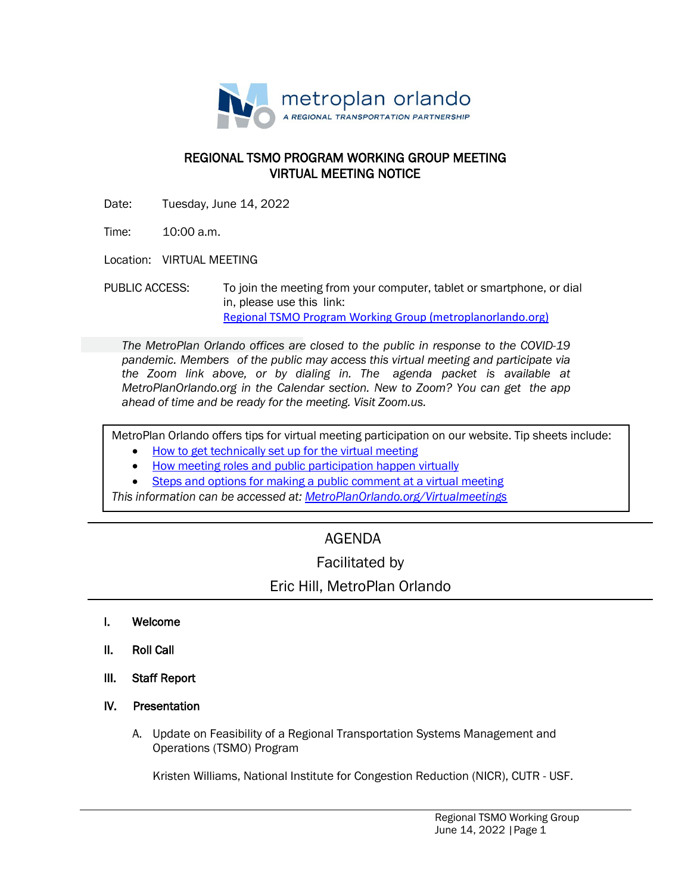metroplan orlando

A REGIONAL TRANSPORTATION PARTNERSHIP

# REGIONAL TSMO PROGRAM WORKING GROUP MEETING
# VIRTUAL MEETING NOTICE

Date: Tuesday, June 14, 2022

Time: 10:00 a.m.

Location: VIRTUAL MEETING

PUBLIC ACCESS: To join the meeting from your computer, tablet or smartphone, or dial in, please use this link:
[Regional TSMO Program Working Group (metroplanorlando.org)](#)

*The MetroPlan Orlando offices are closed to the public in response to the COVID-19 pandemic. Members of the public may access this virtual meeting and participate via the Zoom link above, or by dialing in. The agenda packet is available at MetroPlanOrlando.org in the Calendar section. New to Zoom? You can get the app ahead of time and be ready for the meeting. Visit Zoom.us.*

MetroPlan Orlando offers tips for virtual meeting participation on our website. Tip sheets include:

- How to get technically set up for the virtual meeting
- How meeting roles and public participation happen virtually
- Steps and options for making a public comment at a virtual meeting

*This information can be accessed at: MetroPlanOrlando.org/Virtualmeetings*

---

## AGENDA

## Facilitated by

## Eric Hill, MetroPlan Orlando

---

**I. Welcome**

**II. Roll Call**

**III. Staff Report**

**IV. Presentation**

A. Update on Feasibility of a Regional Transportation Systems Management and Operations (TSMO) Program

Kristen Williams, National Institute for Congestion Reduction (NICR), CUTR - USF.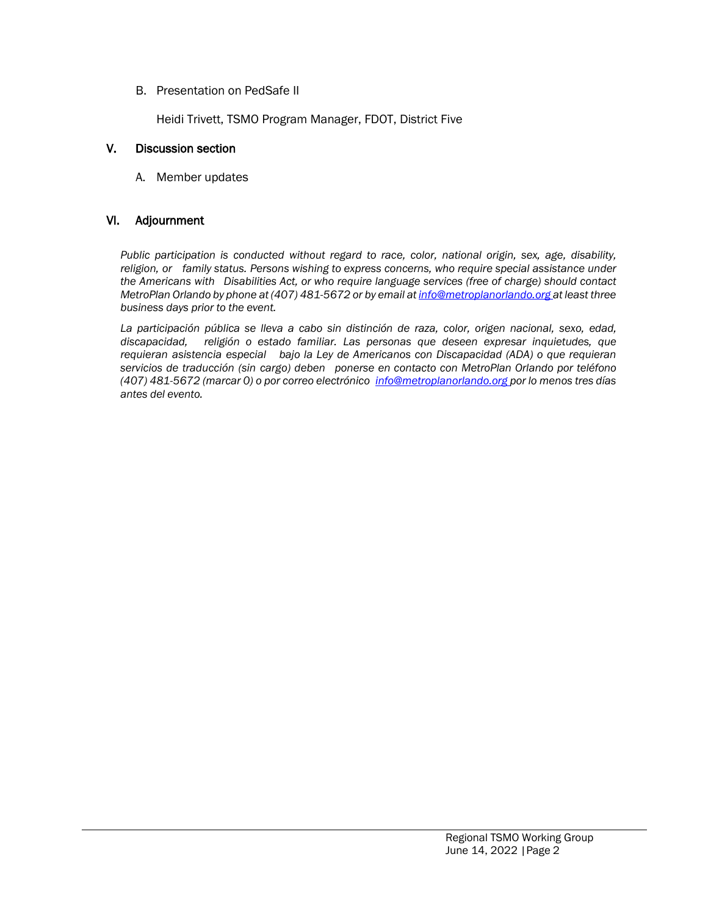B. Presentation on PedSafe II

Heidi Trivett, TSMO Program Manager, FDOT, District Five

## V. Discussion section

A. Member updates

## VI. Adjournment

*Public participation is conducted without regard to race, color, national origin, sex, age, disability, religion, or family status. Persons wishing to express concerns, who require special assistance under the Americans with Disabilities Act, or who require language services (free of charge) should contact MetroPlan Orlando by phone at (407) 481-5672 or by email at [info@metroplanorlando.org](mailto:info@metroplanorlando.org) at least three business days prior to the event.*

*La participación pública se lleva a cabo sin distinción de raza, color, origen nacional, sexo, edad, discapacidad, religión o estado familiar. Las personas que deseen expresar inquietudes, que requieran asistencia especial bajo la Ley de Americanos con Discapacidad (ADA) o que requieran servicios de traducción (sin cargo) deben ponerse en contacto con MetroPlan Orlando por teléfono (407) 481-5672 (marcar 0) o por correo electrónico [info@metroplanorlando.org](mailto:info@metroplanorlando.org) por lo menos tres días antes del evento.*